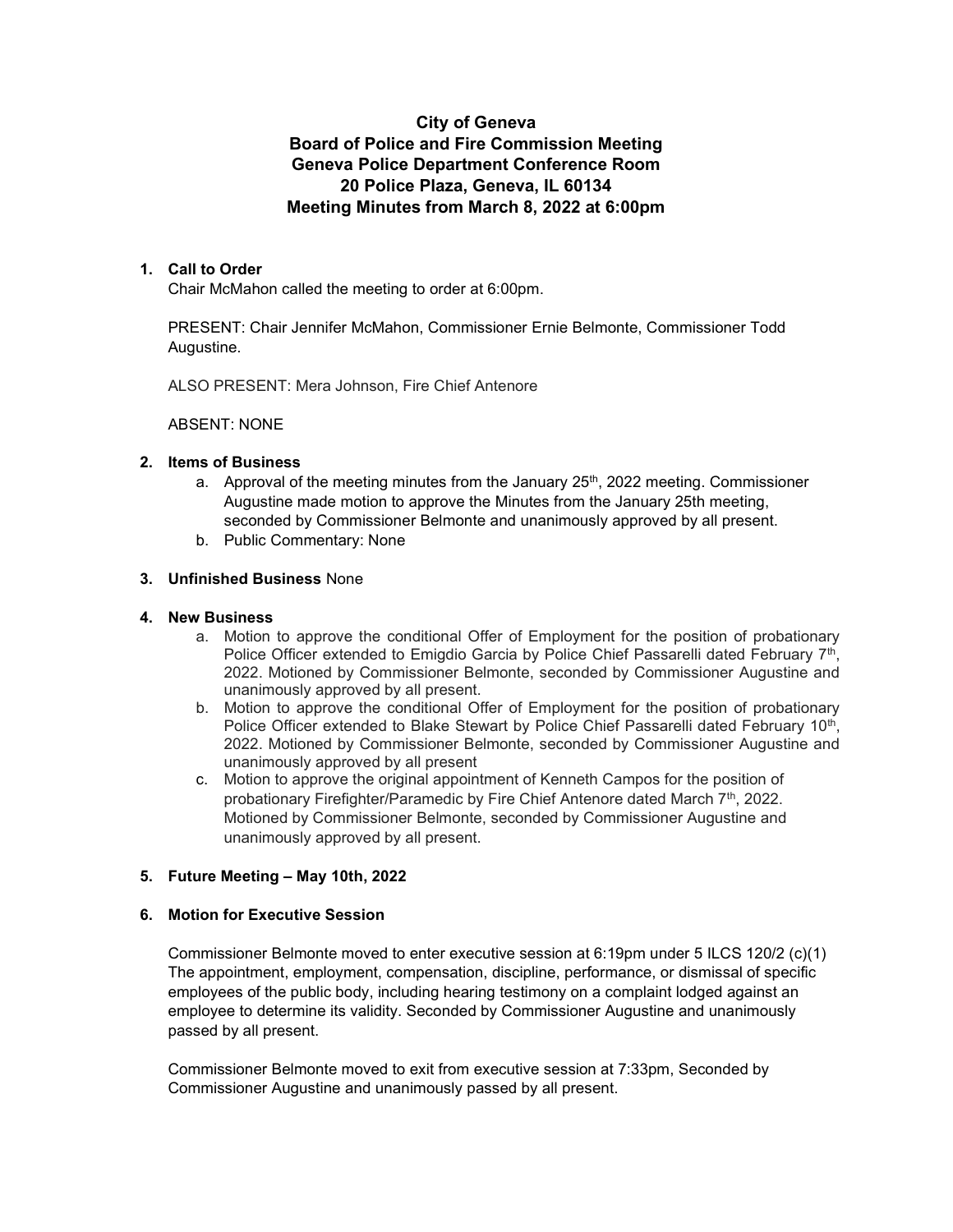# City of Geneva
## Board of Police and Fire Commission Meeting
## Geneva Police Department Conference Room
## 20 Police Plaza, Geneva, IL 60134
## Meeting Minutes from March 8, 2022 at 6:00pm

1. **Call to Order**

   Chair McMahon called the meeting to order at 6:00pm.

   PRESENT: Chair Jennifer McMahon, Commissioner Ernie Belmonte, Commissioner Todd Augustine.

   ALSO PRESENT: Mera Johnson, Fire Chief Antenore

   ABSENT: NONE

2. **Items of Business**
   a. Approval of the meeting minutes from the January 25th, 2022 meeting. Commissioner Augustine made motion to approve the Minutes from the January 25th meeting, seconded by Commissioner Belmonte and unanimously approved by all present.
   b. Public Commentary: None

3. **Unfinished Business** None

4. **New Business**
   a. Motion to approve the conditional Offer of Employment for the position of probationary Police Officer extended to Emigdio Garcia by Police Chief Passarelli dated February 7th, 2022. Motioned by Commissioner Belmonte, seconded by Commissioner Augustine and unanimously approved by all present.
   b. Motion to approve the conditional Offer of Employment for the position of probationary Police Officer extended to Blake Stewart by Police Chief Passarelli dated February 10th, 2022. Motioned by Commissioner Belmonte, seconded by Commissioner Augustine and unanimously approved by all present
   c. Motion to approve the original appointment of Kenneth Campos for the position of probationary Firefighter/Paramedic by Fire Chief Antenore dated March 7th, 2022. Motioned by Commissioner Belmonte, seconded by Commissioner Augustine and unanimously approved by all present.

5. **Future Meeting – May 10th, 2022**

6. **Motion for Executive Session**

   Commissioner Belmonte moved to enter executive session at 6:19pm under 5 ILCS 120/2 (c)(1) The appointment, employment, compensation, discipline, performance, or dismissal of specific employees of the public body, including hearing testimony on a complaint lodged against an employee to determine its validity. Seconded by Commissioner Augustine and unanimously passed by all present.

   Commissioner Belmonte moved to exit from executive session at 7:33pm, Seconded by Commissioner Augustine and unanimously passed by all present.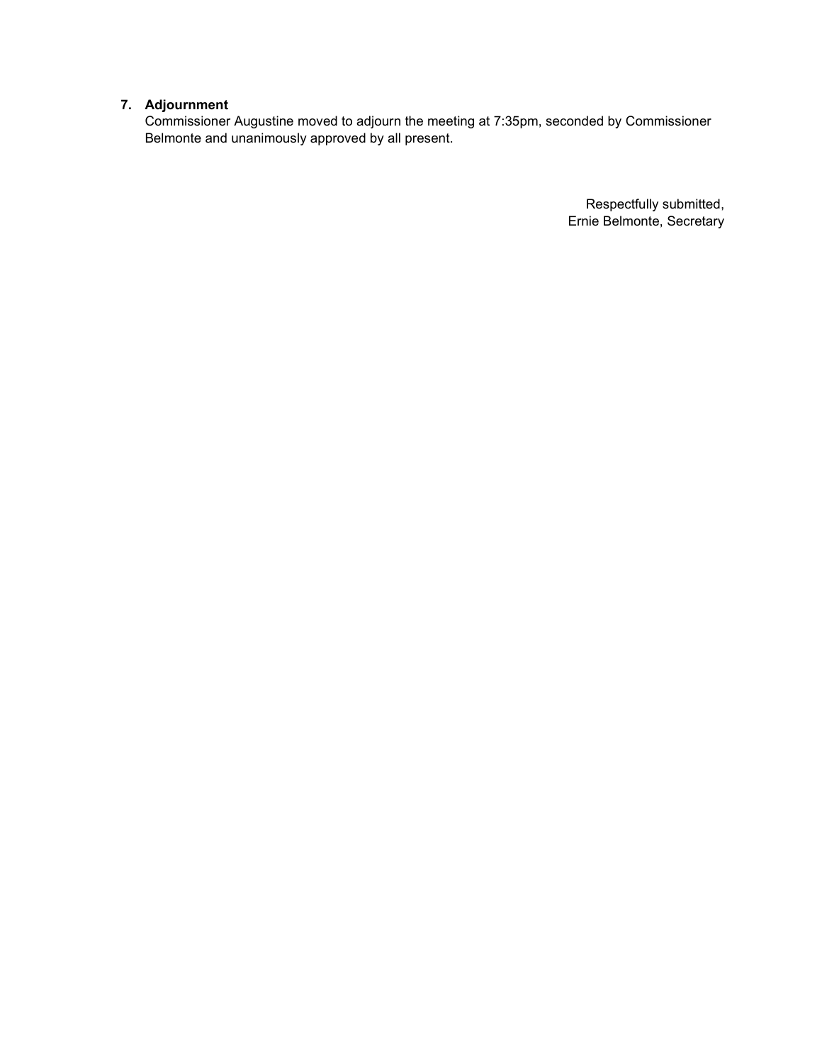7. **Adjournment**

   Commissioner Augustine moved to adjourn the meeting at 7:35pm, seconded by Commissioner Belmonte and unanimously approved by all present.

Respectfully submitted,
Ernie Belmonte, Secretary